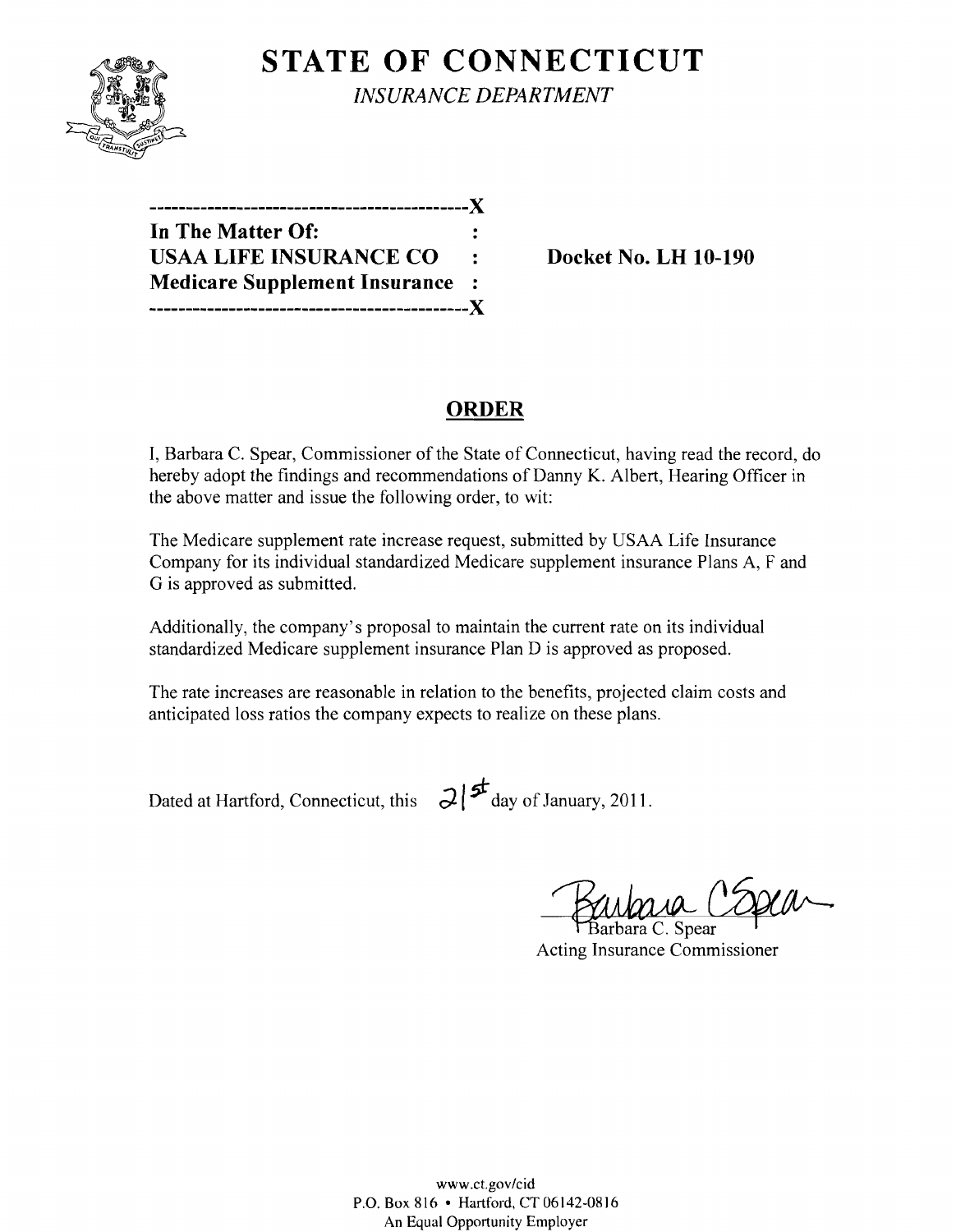# STATE OF CONNECTICUT

*INSURANCE DEPARTMENT*

```
---------------------------------------------X
In The Matter Of:                            :
USAA LIFE INSURANCE CO                       :        Docket No. LH 10-190
Medicare Supplement Insurance                :
---------------------------------------------X
```

## ORDER

I, Barbara C. Spear, Commissioner of the State of Connecticut, having read the record, do hereby adopt the findings and recommendations of Danny K. Albert, Hearing Officer in the above matter and issue the following order, to wit:

The Medicare supplement rate increase request, submitted by USAA Life Insurance Company for its individual standardized Medicare supplement insurance Plans A, F and G is approved as submitted.

Additionally, the company's proposal to maintain the current rate on its individual standardized Medicare supplement insurance Plan D is approved as proposed.

The rate increases are reasonable in relation to the benefits, projected claim costs and anticipated loss ratios the company expects to realize on these plans.

Dated at Hartford, Connecticut, this 21st day of January, 2011.

Barbara C. Spear

Acting Insurance Commissioner

www.ct.gov/cid
P.O. Box 816 • Hartford, CT 06142-0816
An Equal Opportunity Employer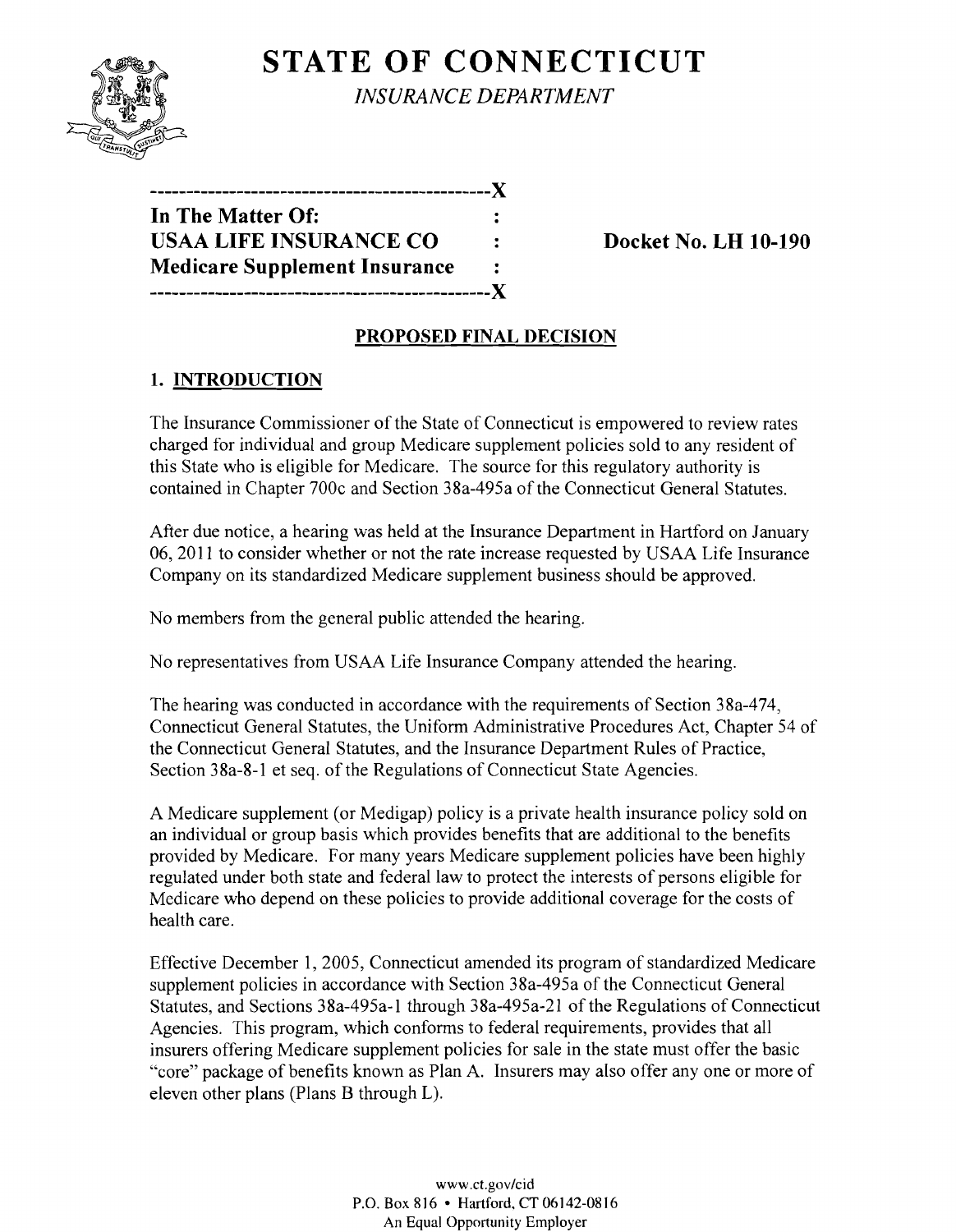# STATE OF CONNECTICUT

*INSURANCE DEPARTMENT*

```
-----------------------------------------------X
In The Matter Of:                              :
USAA LIFE INSURANCE CO                         :      Docket No. LH 10-190
Medicare Supplement Insurance                  :
-----------------------------------------------X
```

## PROPOSED FINAL DECISION

### 1. INTRODUCTION

The Insurance Commissioner of the State of Connecticut is empowered to review rates charged for individual and group Medicare supplement policies sold to any resident of this State who is eligible for Medicare. The source for this regulatory authority is contained in Chapter 700c and Section 38a-495a of the Connecticut General Statutes.

After due notice, a hearing was held at the Insurance Department in Hartford on January 06, 2011 to consider whether or not the rate increase requested by USAA Life Insurance Company on its standardized Medicare supplement business should be approved.

No members from the general public attended the hearing.

No representatives from USAA Life Insurance Company attended the hearing.

The hearing was conducted in accordance with the requirements of Section 38a-474, Connecticut General Statutes, the Uniform Administrative Procedures Act, Chapter 54 of the Connecticut General Statutes, and the Insurance Department Rules of Practice, Section 38a-8-1 et seq. of the Regulations of Connecticut State Agencies.

A Medicare supplement (or Medigap) policy is a private health insurance policy sold on an individual or group basis which provides benefits that are additional to the benefits provided by Medicare. For many years Medicare supplement policies have been highly regulated under both state and federal law to protect the interests of persons eligible for Medicare who depend on these policies to provide additional coverage for the costs of health care.

Effective December 1, 2005, Connecticut amended its program of standardized Medicare supplement policies in accordance with Section 38a-495a of the Connecticut General Statutes, and Sections 38a-495a-1 through 38a-495a-21 of the Regulations of Connecticut Agencies. This program, which conforms to federal requirements, provides that all insurers offering Medicare supplement policies for sale in the state must offer the basic "core" package of benefits known as Plan A. Insurers may also offer any one or more of eleven other plans (Plans B through L).

www.ct.gov/cid
P.O. Box 816 • Hartford, CT 06142-0816
An Equal Opportunity Employer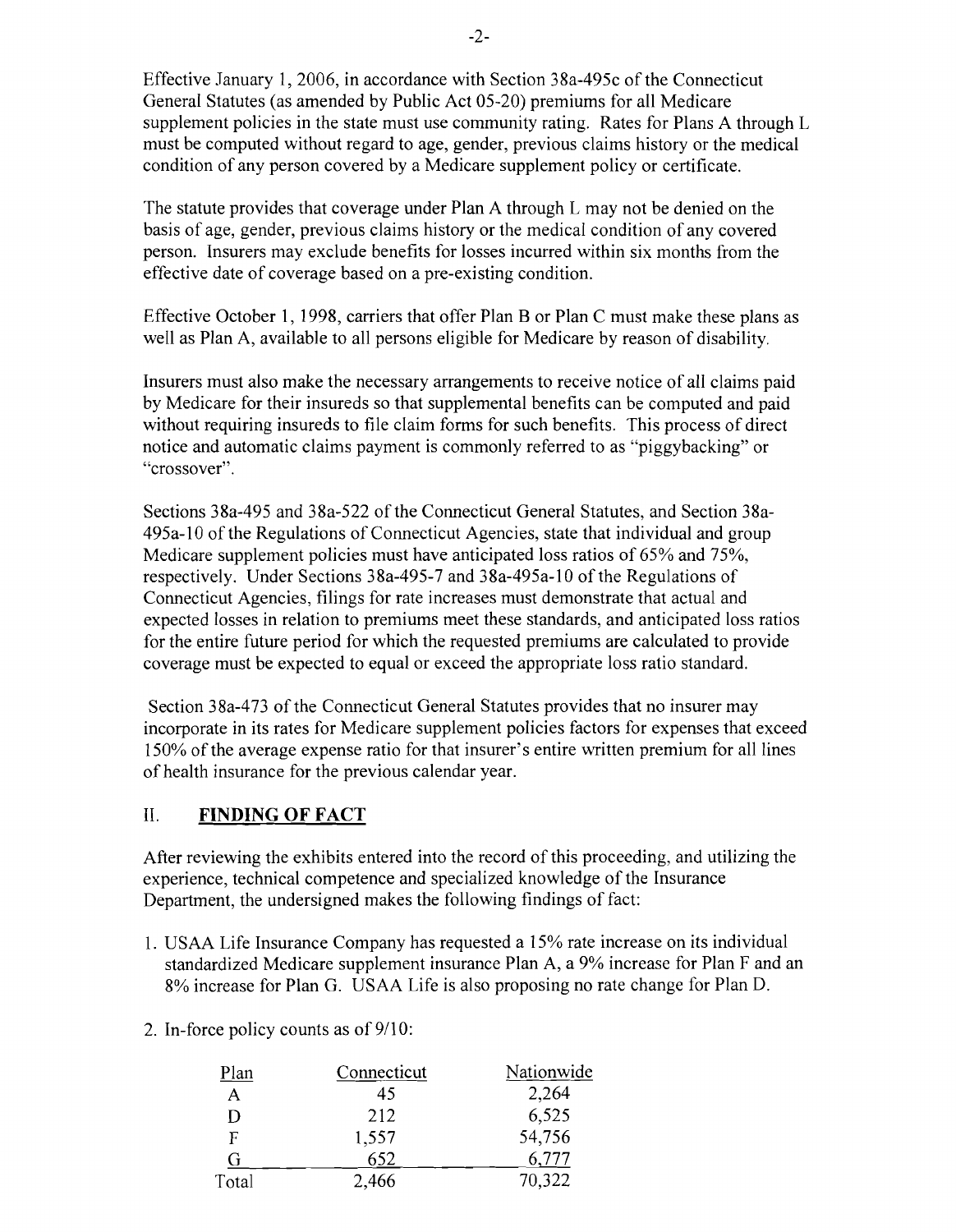Effective January 1, 2006, in accordance with Section 38a-495c of the Connecticut General Statutes (as amended by Public Act 05-20) premiums for all Medicare supplement policies in the state must use community rating. Rates for Plans A through L must be computed without regard to age, gender, previous claims history or the medical condition of any person covered by a Medicare supplement policy or certificate.

The statute provides that coverage under Plan A through L may not be denied on the basis of age, gender, previous claims history or the medical condition of any covered person. Insurers may exclude benefits for losses incurred within six months from the effective date of coverage based on a pre-existing condition.

Effective October 1, 1998, carriers that offer Plan B or Plan C must make these plans as well as Plan A, available to all persons eligible for Medicare by reason of disability.

Insurers must also make the necessary arrangements to receive notice of all claims paid by Medicare for their insureds so that supplemental benefits can be computed and paid without requiring insureds to file claim forms for such benefits. This process of direct notice and automatic claims payment is commonly referred to as "piggybacking" or "crossover".

Sections 38a-495 and 38a-522 of the Connecticut General Statutes, and Section 38a-495a-10 of the Regulations of Connecticut Agencies, state that individual and group Medicare supplement policies must have anticipated loss ratios of 65% and 75%, respectively. Under Sections 38a-495-7 and 38a-495a-10 of the Regulations of Connecticut Agencies, filings for rate increases must demonstrate that actual and expected losses in relation to premiums meet these standards, and anticipated loss ratios for the entire future period for which the requested premiums are calculated to provide coverage must be expected to equal or exceed the appropriate loss ratio standard.

Section 38a-473 of the Connecticut General Statutes provides that no insurer may incorporate in its rates for Medicare supplement policies factors for expenses that exceed 150% of the average expense ratio for that insurer's entire written premium for all lines of health insurance for the previous calendar year.

## II. FINDING OF FACT

After reviewing the exhibits entered into the record of this proceeding, and utilizing the experience, technical competence and specialized knowledge of the Insurance Department, the undersigned makes the following findings of fact:

1. USAA Life Insurance Company has requested a 15% rate increase on its individual standardized Medicare supplement insurance Plan A, a 9% increase for Plan F and an 8% increase for Plan G. USAA Life is also proposing no rate change for Plan D.

2. In-force policy counts as of 9/10:

| Plan | Connecticut | Nationwide |
|---|---|---|
| A | 45 | 2,264 |
| D | 212 | 6,525 |
| F | 1,557 | 54,756 |
| G | 652 | 6,777 |
| Total | 2,466 | 70,322 |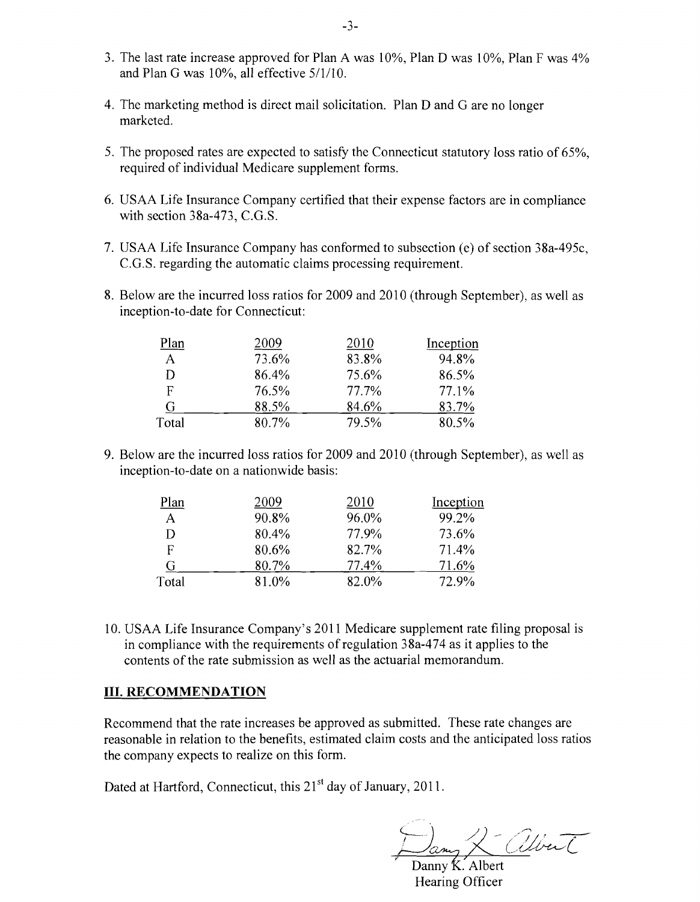3. The last rate increase approved for Plan A was 10%, Plan D was 10%, Plan F was 4% and Plan G was 10%, all effective 5/1/10.

4. The marketing method is direct mail solicitation. Plan D and G are no longer marketed.

5. The proposed rates are expected to satisfy the Connecticut statutory loss ratio of 65%, required of individual Medicare supplement forms.

6. USAA Life Insurance Company certified that their expense factors are in compliance with section 38a-473, C.G.S.

7. USAA Life Insurance Company has conformed to subsection (e) of section 38a-495c, C.G.S. regarding the automatic claims processing requirement.

8. Below are the incurred loss ratios for 2009 and 2010 (through September), as well as inception-to-date for Connecticut:

| Plan | 2009 | 2010 | Inception |
|---|---|---|---|
| A | 73.6% | 83.8% | 94.8% |
| D | 86.4% | 75.6% | 86.5% |
| F | 76.5% | 77.7% | 77.1% |
| G | 88.5% | 84.6% | 83.7% |
| Total | 80.7% | 79.5% | 80.5% |

9. Below are the incurred loss ratios for 2009 and 2010 (through September), as well as inception-to-date on a nationwide basis:

| Plan | 2009 | 2010 | Inception |
|---|---|---|---|
| A | 90.8% | 96.0% | 99.2% |
| D | 80.4% | 77.9% | 73.6% |
| F | 80.6% | 82.7% | 71.4% |
| G | 80.7% | 77.4% | 71.6% |
| Total | 81.0% | 82.0% | 72.9% |

10. USAA Life Insurance Company's 2011 Medicare supplement rate filing proposal is in compliance with the requirements of regulation 38a-474 as it applies to the contents of the rate submission as well as the actuarial memorandum.

## III. RECOMMENDATION

Recommend that the rate increases be approved as submitted. These rate changes are reasonable in relation to the benefits, estimated claim costs and the anticipated loss ratios the company expects to realize on this form.

Dated at Hartford, Connecticut, this 21st day of January, 2011.

Danny K. Albert
Hearing Officer